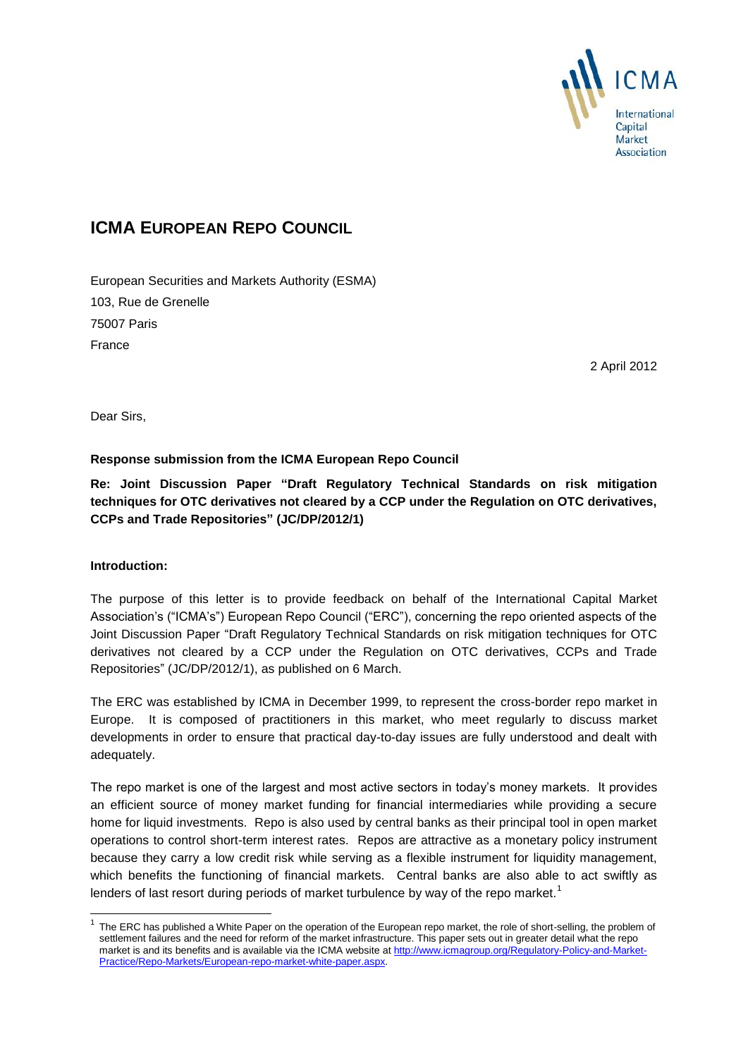ICMA
International Capital Market Association

# ICMA EUROPEAN REPO COUNCIL

European Securities and Markets Authority (ESMA)
103, Rue de Grenelle
75007 Paris
France

2 April 2012

Dear Sirs,

**Response submission from the ICMA European Repo Council**

**Re: Joint Discussion Paper "Draft Regulatory Technical Standards on risk mitigation techniques for OTC derivatives not cleared by a CCP under the Regulation on OTC derivatives, CCPs and Trade Repositories" (JC/DP/2012/1)**

**Introduction:**

The purpose of this letter is to provide feedback on behalf of the International Capital Market Association's ("ICMA's") European Repo Council ("ERC"), concerning the repo oriented aspects of the Joint Discussion Paper "Draft Regulatory Technical Standards on risk mitigation techniques for OTC derivatives not cleared by a CCP under the Regulation on OTC derivatives, CCPs and Trade Repositories" (JC/DP/2012/1), as published on 6 March.

The ERC was established by ICMA in December 1999, to represent the cross-border repo market in Europe. It is composed of practitioners in this market, who meet regularly to discuss market developments in order to ensure that practical day-to-day issues are fully understood and dealt with adequately.

The repo market is one of the largest and most active sectors in today's money markets. It provides an efficient source of money market funding for financial intermediaries while providing a secure home for liquid investments. Repo is also used by central banks as their principal tool in open market operations to control short-term interest rates. Repos are attractive as a monetary policy instrument because they carry a low credit risk while serving as a flexible instrument for liquidity management, which benefits the functioning of financial markets. Central banks are also able to act swiftly as lenders of last resort during periods of market turbulence by way of the repo market.[1]

[1] The ERC has published a White Paper on the operation of the European repo market, the role of short-selling, the problem of settlement failures and the need for reform of the market infrastructure. This paper sets out in greater detail what the repo market is and its benefits and is available via the ICMA website at http://www.icmagroup.org/Regulatory-Policy-and-Market-Practice/Repo-Markets/European-repo-market-white-paper.aspx.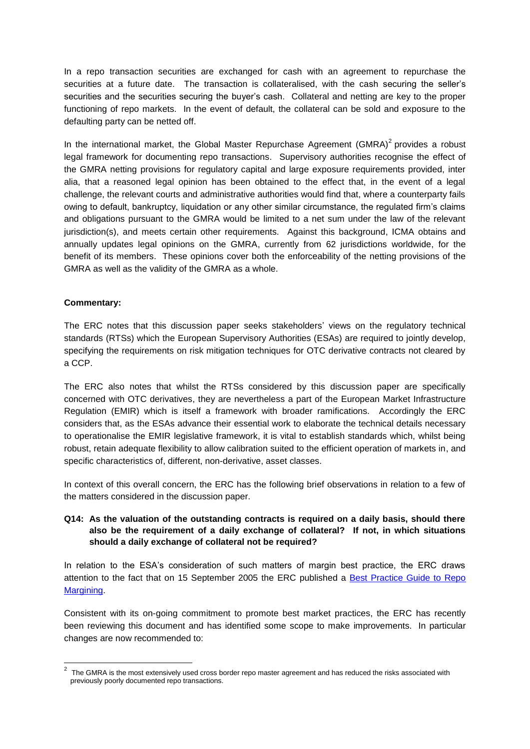In a repo transaction securities are exchanged for cash with an agreement to repurchase the securities at a future date. The transaction is collateralised, with the cash securing the seller's securities and the securities securing the buyer's cash. Collateral and netting are key to the proper functioning of repo markets. In the event of default, the collateral can be sold and exposure to the defaulting party can be netted off.

In the international market, the Global Master Repurchase Agreement (GMRA)[2] provides a robust legal framework for documenting repo transactions. Supervisory authorities recognise the effect of the GMRA netting provisions for regulatory capital and large exposure requirements provided, inter alia, that a reasoned legal opinion has been obtained to the effect that, in the event of a legal challenge, the relevant courts and administrative authorities would find that, where a counterparty fails owing to default, bankruptcy, liquidation or any other similar circumstance, the regulated firm's claims and obligations pursuant to the GMRA would be limited to a net sum under the law of the relevant jurisdiction(s), and meets certain other requirements. Against this background, ICMA obtains and annually updates legal opinions on the GMRA, currently from 62 jurisdictions worldwide, for the benefit of its members. These opinions cover both the enforceability of the netting provisions of the GMRA as well as the validity of the GMRA as a whole.

**Commentary:**

The ERC notes that this discussion paper seeks stakeholders' views on the regulatory technical standards (RTSs) which the European Supervisory Authorities (ESAs) are required to jointly develop, specifying the requirements on risk mitigation techniques for OTC derivative contracts not cleared by a CCP.

The ERC also notes that whilst the RTSs considered by this discussion paper are specifically concerned with OTC derivatives, they are nevertheless a part of the European Market Infrastructure Regulation (EMIR) which is itself a framework with broader ramifications. Accordingly the ERC considers that, as the ESAs advance their essential work to elaborate the technical details necessary to operationalise the EMIR legislative framework, it is vital to establish standards which, whilst being robust, retain adequate flexibility to allow calibration suited to the efficient operation of markets in, and specific characteristics of, different, non-derivative, asset classes.

In context of this overall concern, the ERC has the following brief observations in relation to a few of the matters considered in the discussion paper.

**Q14: As the valuation of the outstanding contracts is required on a daily basis, should there also be the requirement of a daily exchange of collateral? If not, in which situations should a daily exchange of collateral not be required?**

In relation to the ESA's consideration of such matters of margin best practice, the ERC draws attention to the fact that on 15 September 2005 the ERC published a Best Practice Guide to Repo Margining.

Consistent with its on-going commitment to promote best market practices, the ERC has recently been reviewing this document and has identified some scope to make improvements. In particular changes are now recommended to:

---

[2] The GMRA is the most extensively used cross border repo master agreement and has reduced the risks associated with previously poorly documented repo transactions.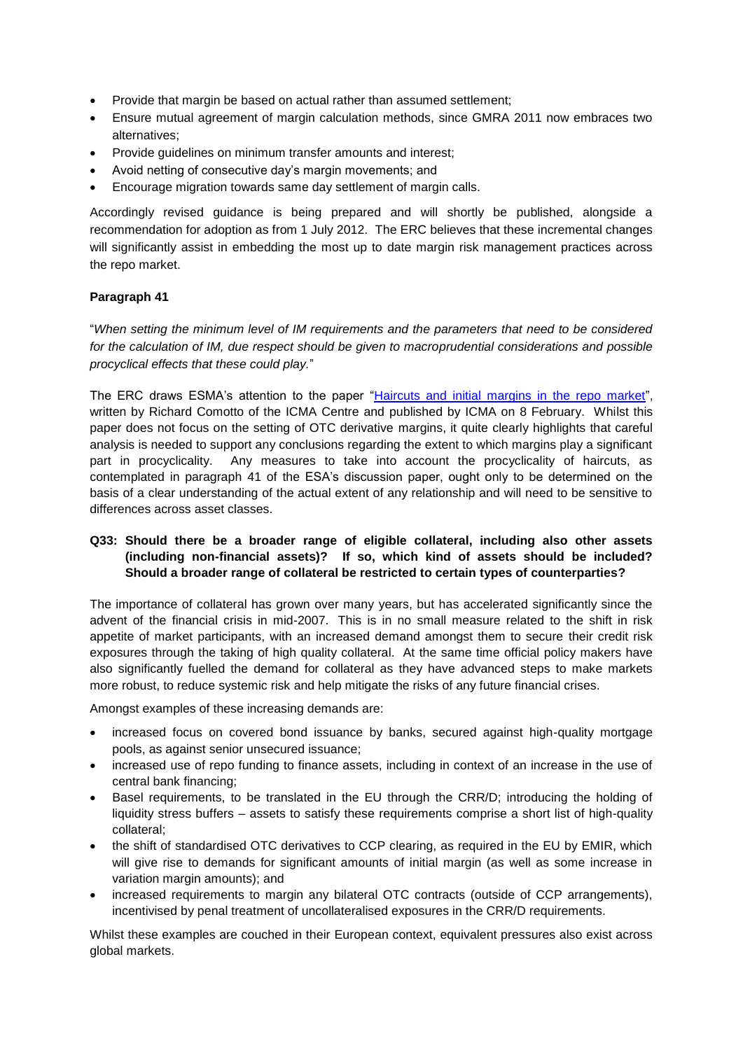- Provide that margin be based on actual rather than assumed settlement;
- Ensure mutual agreement of margin calculation methods, since GMRA 2011 now embraces two alternatives;
- Provide guidelines on minimum transfer amounts and interest;
- Avoid netting of consecutive day's margin movements; and
- Encourage migration towards same day settlement of margin calls.

Accordingly revised guidance is being prepared and will shortly be published, alongside a recommendation for adoption as from 1 July 2012. The ERC believes that these incremental changes will significantly assist in embedding the most up to date margin risk management practices across the repo market.

**Paragraph 41**

"*When setting the minimum level of IM requirements and the parameters that need to be considered for the calculation of IM, due respect should be given to macroprudential considerations and possible procyclical effects that these could play.*"

The ERC draws ESMA's attention to the paper "Haircuts and initial margins in the repo market", written by Richard Comotto of the ICMA Centre and published by ICMA on 8 February. Whilst this paper does not focus on the setting of OTC derivative margins, it quite clearly highlights that careful analysis is needed to support any conclusions regarding the extent to which margins play a significant part in procyclicality. Any measures to take into account the procyclicality of haircuts, as contemplated in paragraph 41 of the ESA's discussion paper, ought only to be determined on the basis of a clear understanding of the actual extent of any relationship and will need to be sensitive to differences across asset classes.

**Q33: Should there be a broader range of eligible collateral, including also other assets (including non-financial assets)? If so, which kind of assets should be included? Should a broader range of collateral be restricted to certain types of counterparties?**

The importance of collateral has grown over many years, but has accelerated significantly since the advent of the financial crisis in mid-2007. This is in no small measure related to the shift in risk appetite of market participants, with an increased demand amongst them to secure their credit risk exposures through the taking of high quality collateral. At the same time official policy makers have also significantly fuelled the demand for collateral as they have advanced steps to make markets more robust, to reduce systemic risk and help mitigate the risks of any future financial crises.

Amongst examples of these increasing demands are:

- increased focus on covered bond issuance by banks, secured against high-quality mortgage pools, as against senior unsecured issuance;
- increased use of repo funding to finance assets, including in context of an increase in the use of central bank financing;
- Basel requirements, to be translated in the EU through the CRR/D; introducing the holding of liquidity stress buffers – assets to satisfy these requirements comprise a short list of high-quality collateral;
- the shift of standardised OTC derivatives to CCP clearing, as required in the EU by EMIR, which will give rise to demands for significant amounts of initial margin (as well as some increase in variation margin amounts); and
- increased requirements to margin any bilateral OTC contracts (outside of CCP arrangements), incentivised by penal treatment of uncollateralised exposures in the CRR/D requirements.

Whilst these examples are couched in their European context, equivalent pressures also exist across global markets.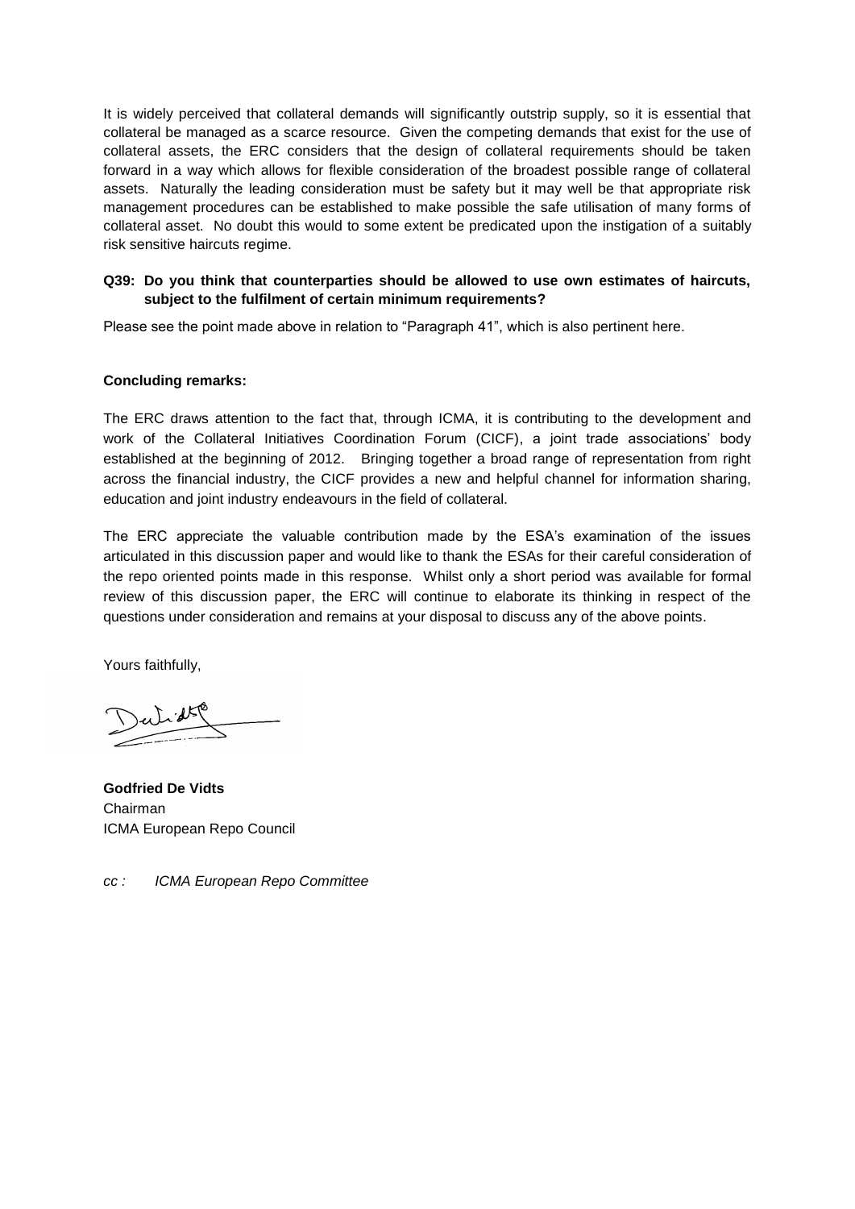It is widely perceived that collateral demands will significantly outstrip supply, so it is essential that collateral be managed as a scarce resource. Given the competing demands that exist for the use of collateral assets, the ERC considers that the design of collateral requirements should be taken forward in a way which allows for flexible consideration of the broadest possible range of collateral assets. Naturally the leading consideration must be safety but it may well be that appropriate risk management procedures can be established to make possible the safe utilisation of many forms of collateral asset. No doubt this would to some extent be predicated upon the instigation of a suitably risk sensitive haircuts regime.

**Q39: Do you think that counterparties should be allowed to use own estimates of haircuts, subject to the fulfilment of certain minimum requirements?**

Please see the point made above in relation to "Paragraph 41", which is also pertinent here.

**Concluding remarks:**

The ERC draws attention to the fact that, through ICMA, it is contributing to the development and work of the Collateral Initiatives Coordination Forum (CICF), a joint trade associations' body established at the beginning of 2012. Bringing together a broad range of representation from right across the financial industry, the CICF provides a new and helpful channel for information sharing, education and joint industry endeavours in the field of collateral.

The ERC appreciate the valuable contribution made by the ESA's examination of the issues articulated in this discussion paper and would like to thank the ESAs for their careful consideration of the repo oriented points made in this response. Whilst only a short period was available for formal review of this discussion paper, the ERC will continue to elaborate its thinking in respect of the questions under consideration and remains at your disposal to discuss any of the above points.

Yours faithfully,

**Godfried De Vidts**
Chairman
ICMA European Repo Council

*cc : ICMA European Repo Committee*